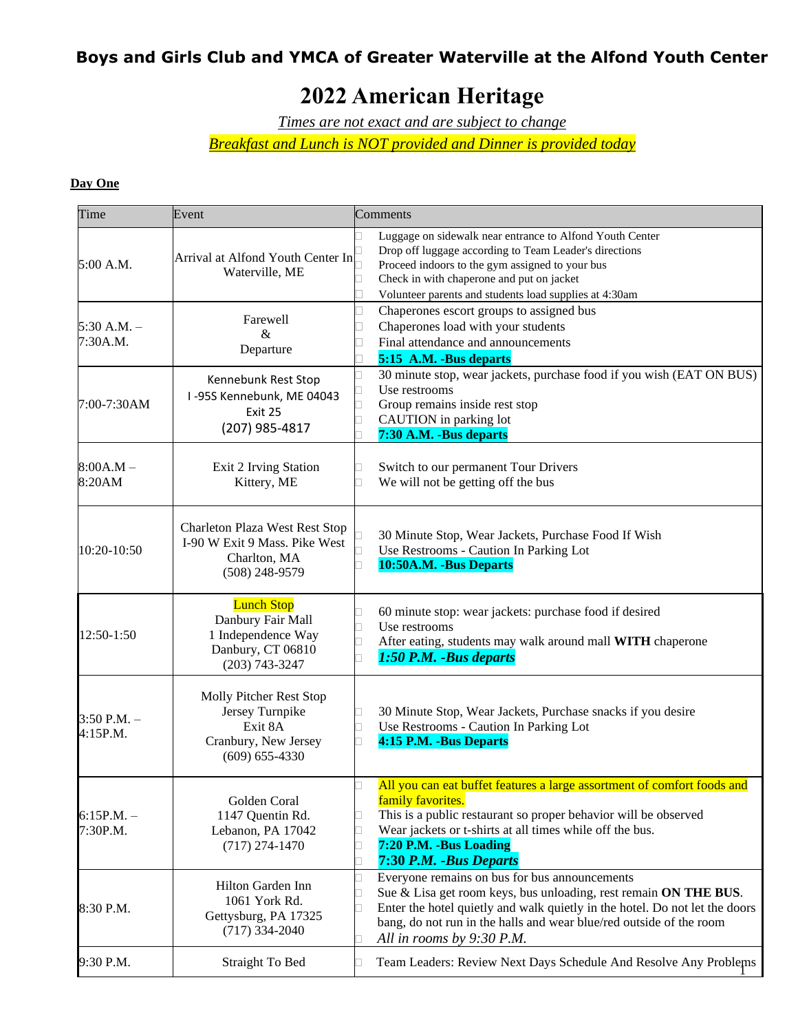**Boys and Girls Club and YMCA of Greater Waterville at the Alfond Youth Center**

# 2022 American Heritage

*Times are not exact and are subject to change*

*Breakfast and Lunch is NOT provided and Dinner is provided today*

**Day One**

| Time | Event | Comments |
|---|---|---|
| 5:00 A.M. | Arrival at Alfond Youth Center In Waterville, ME | - Luggage on sidewalk near entrance to Alfond Youth Center<br>- Drop off luggage according to Team Leader's directions<br>- Proceed indoors to the gym assigned to your bus<br>- Check in with chaperone and put on jacket<br>- Volunteer parents and students load supplies at 4:30am |
| 5:30 A.M. – 7:30A.M. | Farewell & Departure | - Chaperones escort groups to assigned bus<br>- Chaperones load with your students<br>- Final attendance and announcements<br>- **5:15 A.M. -Bus departs** |
| 7:00-7:30AM | Kennebunk Rest Stop<br>I -95S Kennebunk, ME 04043<br>Exit 25<br>(207) 985-4817 | - 30 minute stop, wear jackets, purchase food if you wish (EAT ON BUS)<br>- Use restrooms<br>- Group remains inside rest stop<br>- CAUTION in parking lot<br>- **7:30 A.M. -Bus departs** |
| 8:00A.M – 8:20AM | Exit 2 Irving Station<br>Kittery, ME | - Switch to our permanent Tour Drivers<br>- We will not be getting off the bus |
| 10:20-10:50 | Charleton Plaza West Rest Stop<br>I-90 W Exit 9 Mass. Pike West<br>Charlton, MA<br>(508) 248-9579 | - 30 Minute Stop, Wear Jackets, Purchase Food If Wish<br>- Use Restrooms - Caution In Parking Lot<br>- **10:50A.M. -Bus Departs** |
| 12:50-1:50 | Lunch Stop<br>Danbury Fair Mall<br>1 Independence Way<br>Danbury, CT 06810<br>(203) 743-3247 | - 60 minute stop: wear jackets: purchase food if desired<br>- Use restrooms<br>- After eating, students may walk around mall **WITH** chaperone<br>- ***1:50 P.M. -Bus departs*** |
| 3:50 P.M. – 4:15P.M. | Molly Pitcher Rest Stop<br>Jersey Turnpike<br>Exit 8A<br>Cranbury, New Jersey<br>(609) 655-4330 | - 30 Minute Stop, Wear Jackets, Purchase snacks if you desire<br>- Use Restrooms - Caution In Parking Lot<br>- **4:15 P.M. -Bus Departs** |
| 6:15P.M. – 7:30P.M. | Golden Coral<br>1147 Quentin Rd.<br>Lebanon, PA 17042<br>(717) 274-1470 | - All you can eat buffet features a large assortment of comfort foods and family favorites.<br>- This is a public restaurant so proper behavior will be observed<br>- Wear jackets or t-shirts at all times while off the bus.<br>- **7:20 P.M. -Bus Loading**<br>- **7:30 *P.M. -Bus Departs*** |
| 8:30 P.M. | Hilton Garden Inn<br>1061 York Rd.<br>Gettysburg, PA 17325<br>(717) 334-2040 | - Everyone remains on bus for bus announcements<br>- Sue & Lisa get room keys, bus unloading, rest remain **ON THE BUS**.<br>- Enter the hotel quietly and walk quietly in the hotel. Do not let the doors bang, do not run in the halls and wear blue/red outside of the room<br>- *All in rooms by 9:30 P.M.* |
| 9:30 P.M. | Straight To Bed | - Team Leaders: Review Next Days Schedule And Resolve Any Problems |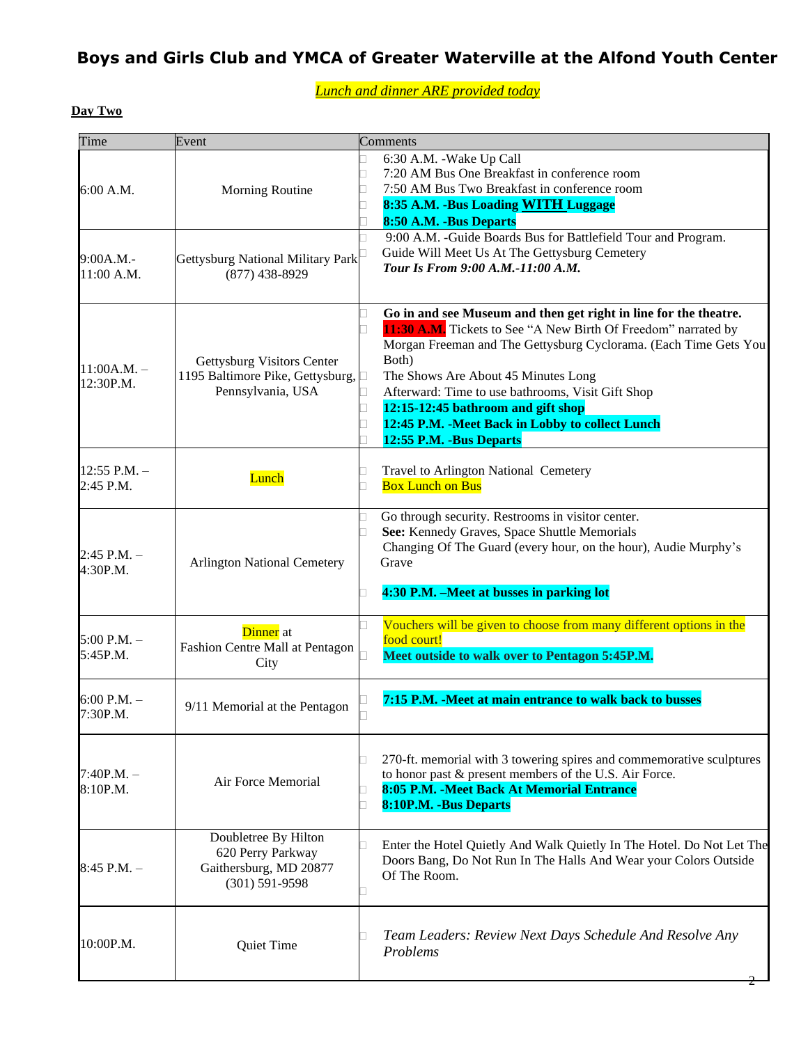# Boys and Girls Club and YMCA of Greater Waterville at the Alfond Youth Center

*Lunch and dinner ARE provided today*

**Day Two**

| Time | Event | Comments |
|---|---|---|
| 6:00 A.M. | Morning Routine | 6:30 A.M. -Wake Up Call<br>7:20 AM Bus One Breakfast in conference room<br>7:50 AM Bus Two Breakfast in conference room<br>**8:35 A.M. -Bus Loading WITH Luggage**<br>**8:50 A.M. -Bus Departs** |
| 9:00A.M.- 11:00 A.M. | Gettysburg National Military Park (877) 438-8929 | 9:00 A.M. -Guide Boards Bus for Battlefield Tour and Program.<br>Guide Will Meet Us At The Gettysburg Cemetery<br>***Tour Is From 9:00 A.M.-11:00 A.M.*** |
| 11:00A.M. – 12:30P.M. | Gettysburg Visitors Center 1195 Baltimore Pike, Gettysburg, Pennsylvania, USA | **Go in and see Museum and then get right in line for the theatre.**<br>**11:30 A.M.** Tickets to See "A New Birth Of Freedom" narrated by Morgan Freeman and The Gettysburg Cyclorama. (Each Time Gets You Both)<br>The Shows Are About 45 Minutes Long<br>Afterward: Time to use bathrooms, Visit Gift Shop<br>**12:15-12:45 bathroom and gift shop**<br>**12:45 P.M. -Meet Back in Lobby to collect Lunch**<br>**12:55 P.M. -Bus Departs** |
| 12:55 P.M. – 2:45 P.M. | Lunch | Travel to Arlington National Cemetery<br>Box Lunch on Bus |
| 2:45 P.M. – 4:30P.M. | Arlington National Cemetery | Go through security. Restrooms in visitor center.<br>**See:** Kennedy Graves, Space Shuttle Memorials<br>Changing Of The Guard (every hour, on the hour), Audie Murphy's Grave<br>**4:30 P.M. –Meet at busses in parking lot** |
| 5:00 P.M. – 5:45P.M. | Dinner at Fashion Centre Mall at Pentagon City | Vouchers will be given to choose from many different options in the food court!<br>**Meet outside to walk over to Pentagon 5:45P.M.** |
| 6:00 P.M. – 7:30P.M. | 9/11 Memorial at the Pentagon | **7:15 P.M. -Meet at main entrance to walk back to busses** |
| 7:40P.M. – 8:10P.M. | Air Force Memorial | 270-ft. memorial with 3 towering spires and commemorative sculptures to honor past & present members of the U.S. Air Force.<br>**8:05 P.M. -Meet Back At Memorial Entrance**<br>**8:10P.M. -Bus Departs** |
| 8:45 P.M. – | Doubletree By Hilton 620 Perry Parkway Gaithersburg, MD 20877 (301) 591-9598 | Enter the Hotel Quietly And Walk Quietly In The Hotel. Do Not Let The Doors Bang, Do Not Run In The Halls And Wear your Colors Outside Of The Room. |
| 10:00P.M. | Quiet Time | *Team Leaders: Review Next Days Schedule And Resolve Any Problems* |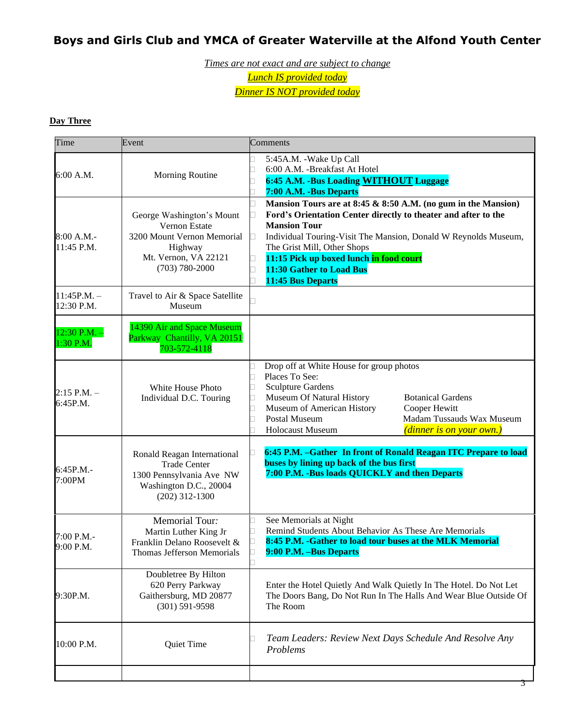# Boys and Girls Club and YMCA of Greater Waterville at the Alfond Youth Center

*Times are not exact and are subject to change*

*Lunch IS provided today*

*Dinner IS NOT provided today*

**Day Three**

| Time | Event | Comments |
|---|---|---|
| 6:00 A.M. | Morning Routine | 5:45A.M. -Wake Up Call<br>6:00 A.M. -Breakfast At Hotel<br>**6:45 A.M. -Bus Loading WITHOUT Luggage**<br>**7:00 A.M. -Bus Departs** |
| 8:00 A.M.-11:45 P.M. | George Washington's Mount Vernon Estate<br>3200 Mount Vernon Memorial Highway<br>Mt. Vernon, VA 22121<br>(703) 780-2000 | **Mansion Tours are at 8:45 & 8:50 A.M. (no gum in the Mansion)**<br>**Ford's Orientation Center directly to theater and after to the Mansion Tour**<br>Individual Touring-Visit The Mansion, Donald W Reynolds Museum, The Grist Mill, Other Shops<br>**11:15 Pick up boxed lunch in food court**<br>**11:30 Gather to Load Bus**<br>**11:45 Bus Departs** |
| 11:45P.M. – 12:30 P.M. | Travel to Air & Space Satellite Museum | |
| 12:30 P.M. – 1:30 P.M. | 14390 Air and Space Museum Parkway Chantilly, VA 20151<br>703-572-4118 | |
| 2:15 P.M. – 6:45P.M. | White House Photo<br>Individual D.C. Touring | Drop off at White House for group photos<br>Places To See:<br>Sculpture Gardens<br>Museum Of Natural History<br>Museum of American History<br>Postal Museum<br>Holocaust Museum<br>Botanical Gardens<br>Cooper Hewitt<br>Madam Tussauds Wax Museum<br>*(dinner is on your own.)* |
| 6:45P.M.-7:00PM | Ronald Reagan International Trade Center<br>1300 Pennsylvania Ave NW<br>Washington D.C., 20004<br>(202) 312-1300 | **6:45 P.M. –Gather In front of Ronald Reagan ITC Prepare to load buses by lining up back of the bus first**<br>**7:00 P.M. -Bus loads QUICKLY and then Departs** |
| 7:00 P.M.-9:00 P.M. | Memorial Tour:<br>Martin Luther King Jr<br>Franklin Delano Roosevelt &<br>Thomas Jefferson Memorials | See Memorials at Night<br>Remind Students About Behavior As These Are Memorials<br>**8:45 P.M. -Gather to load tour buses at the MLK Memorial**<br>**9:00 P.M. –Bus Departs** |
| 9:30P.M. | Doubletree By Hilton<br>620 Perry Parkway<br>Gaithersburg, MD 20877<br>(301) 591-9598 | Enter the Hotel Quietly And Walk Quietly In The Hotel. Do Not Let The Doors Bang, Do Not Run In The Halls And Wear Blue Outside Of The Room |
| 10:00 P.M. | Quiet Time | *Team Leaders: Review Next Days Schedule And Resolve Any Problems* |
| | | |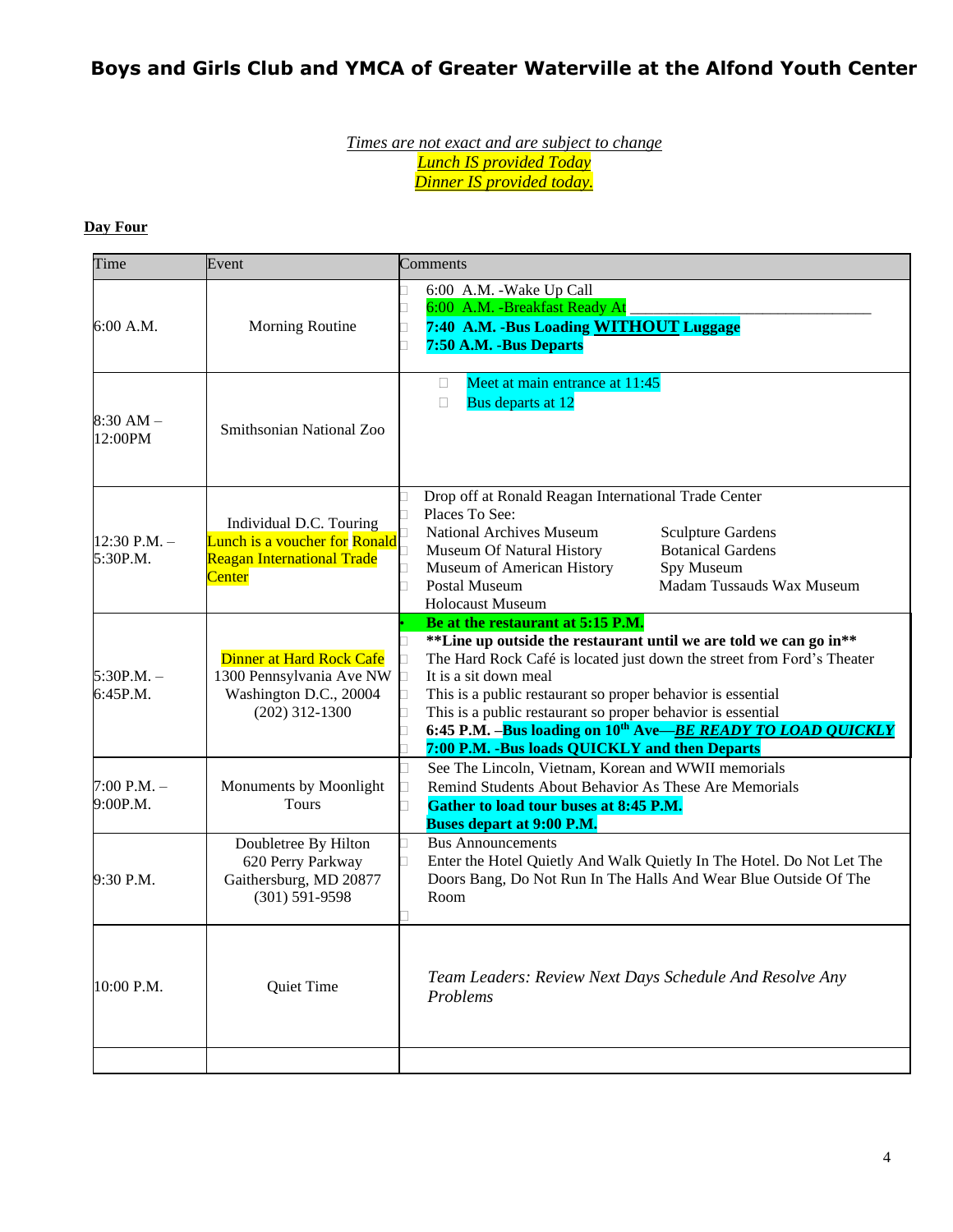# Boys and Girls Club and YMCA of Greater Waterville at the Alfond Youth Center

*Times are not exact and are subject to change*
*Lunch IS provided Today*
*Dinner IS provided today.*

**Day Four**

| Time | Event | Comments |
|---|---|---|
| 6:00 A.M. | Morning Routine | 6:00 A.M. -Wake Up Call<br>6:00 A.M. -Breakfast Ready At ______________________________<br>**7:40 A.M. -Bus Loading WITHOUT Luggage**<br>**7:50 A.M. -Bus Departs** |
| 8:30 AM – 12:00PM | Smithsonian National Zoo | Meet at main entrance at 11:45<br>Bus departs at 12 |
| 12:30 P.M. – 5:30P.M. | Individual D.C. Touring<br>Lunch is a voucher for Ronald Reagan International Trade Center | Drop off at Ronald Reagan International Trade Center<br>Places To See:<br>National Archives Museum<br>Museum Of Natural History<br>Museum of American History<br>Postal Museum<br>Holocaust Museum<br>Sculpture Gardens<br>Botanical Gardens<br>Spy Museum<br>Madam Tussauds Wax Museum |
| 5:30P.M. – 6:45P.M. | Dinner at Hard Rock Cafe<br>1300 Pennsylvania Ave NW<br>Washington D.C., 20004<br>(202) 312-1300 | **Be at the restaurant at 5:15 P.M.**<br>**\*\*Line up outside the restaurant until we are told we can go in\*\***<br>The Hard Rock Café is located just down the street from Ford's Theater<br>It is a sit down meal<br>This is a public restaurant so proper behavior is essential<br>This is a public restaurant so proper behavior is essential<br>**6:45 P.M. –Bus loading on 10th Ave—*BE READY TO LOAD QUICKLY***<br>**7:00 P.M. -Bus loads QUICKLY and then Departs** |
| 7:00 P.M. – 9:00P.M. | Monuments by Moonlight Tours | See The Lincoln, Vietnam, Korean and WWII memorials<br>Remind Students About Behavior As These Are Memorials<br>**Gather to load tour buses at 8:45 P.M.**<br>**Buses depart at 9:00 P.M.** |
| 9:30 P.M. | Doubletree By Hilton<br>620 Perry Parkway<br>Gaithersburg, MD 20877<br>(301) 591-9598 | Bus Announcements<br>Enter the Hotel Quietly And Walk Quietly In The Hotel. Do Not Let The Doors Bang, Do Not Run In The Halls And Wear Blue Outside Of The Room |
| 10:00 P.M. | Quiet Time | *Team Leaders: Review Next Days Schedule And Resolve Any Problems* |
| | | |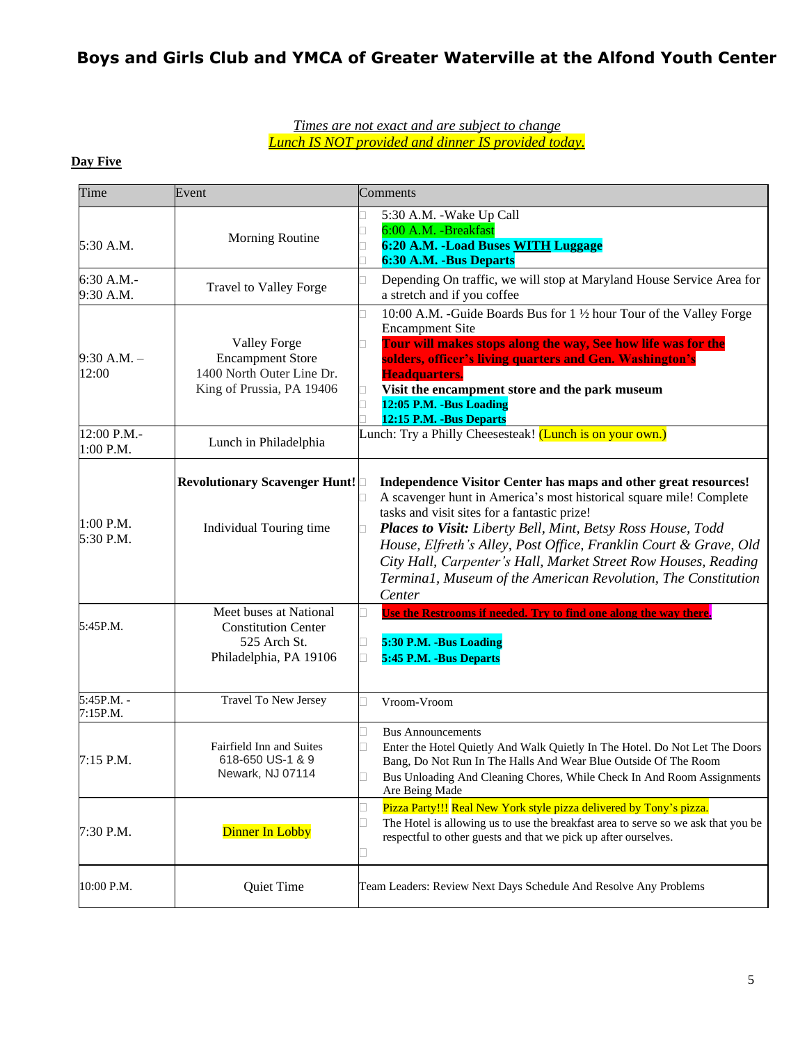# Boys and Girls Club and YMCA of Greater Waterville at the Alfond Youth Center

*Times are not exact and are subject to change*

*Lunch IS NOT provided and dinner IS provided today.*

**Day Five**

| Time | Event | Comments |
|---|---|---|
| 5:30 A.M. | Morning Routine | 5:30 A.M. -Wake Up Call<br>6:00 A.M. -Breakfast<br>**6:20 A.M. -Load Buses WITH Luggage**<br>**6:30 A.M. -Bus Departs** |
| 6:30 A.M.-<br>9:30 A.M. | Travel to Valley Forge | Depending On traffic, we will stop at Maryland House Service Area for a stretch and if you coffee |
| 9:30 A.M. –<br>12:00 | Valley Forge<br>Encampment Store<br>1400 North Outer Line Dr.<br>King of Prussia, PA 19406 | 10:00 A.M. -Guide Boards Bus for 1 ½ hour Tour of the Valley Forge Encampment Site<br>**Tour will makes stops along the way, See how life was for the solders, officer's living quarters and Gen. Washington's Headquarters.**<br>**Visit the encampment store and the park museum**<br>**12:05 P.M. -Bus Loading**<br>**12:15 P.M. -Bus Departs** |
| 12:00 P.M.-<br>1:00 P.M. | Lunch in Philadelphia | Lunch: Try a Philly Cheesesteak! (Lunch is on your own.) |
| 1:00 P.M.<br>5:30 P.M. | **Revolutionary Scavenger Hunt!**<br><br>Individual Touring time | **Independence Visitor Center has maps and other great resources!**<br>A scavenger hunt in America's most historical square mile! Complete tasks and visit sites for a fantastic prize!<br>***Places to Visit:*** *Liberty Bell, Mint, Betsy Ross House, Todd House, Elfreth's Alley, Post Office, Franklin Court & Grave, Old City Hall, Carpenter's Hall, Market Street Row Houses, Reading Termina1, Museum of the American Revolution, The Constitution Center* |
| 5:45P.M. | Meet buses at National Constitution Center<br>525 Arch St.<br>Philadelphia, PA 19106 | **Use the Restrooms if needed. Try to find one along the way there.**<br>**5:30 P.M. -Bus Loading**<br>**5:45 P.M. -Bus Departs** |
| 5:45P.M. -<br>7:15P.M. | Travel To New Jersey | Vroom-Vroom |
| 7:15 P.M. | Fairfield Inn and Suites<br>618-650 US-1 & 9<br>Newark, NJ 07114 | Bus Announcements<br>Enter the Hotel Quietly And Walk Quietly In The Hotel. Do Not Let The Doors Bang, Do Not Run In The Halls And Wear Blue Outside Of The Room<br>Bus Unloading And Cleaning Chores, While Check In And Room Assignments Are Being Made |
| 7:30 P.M. | Dinner In Lobby | Pizza Party!!! Real New York style pizza delivered by Tony's pizza.<br>The Hotel is allowing us to use the breakfast area to serve so we ask that you be respectful to other guests and that we pick up after ourselves. |
| 10:00 P.M. | Quiet Time | Team Leaders: Review Next Days Schedule And Resolve Any Problems |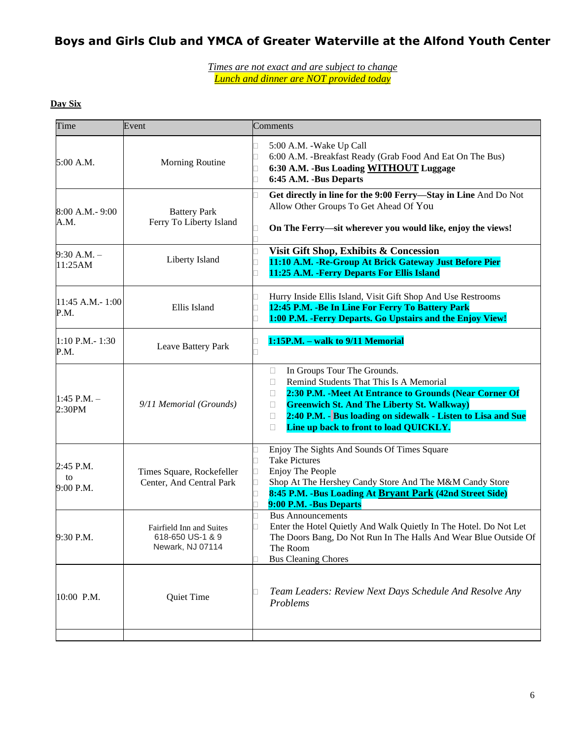# Boys and Girls Club and YMCA of Greater Waterville at the Alfond Youth Center

*Times are not exact and are subject to change*
*Lunch and dinner are NOT provided today*

**Day Six**

| Time | Event | Comments |
|---|---|---|
| 5:00 A.M. | Morning Routine | 5:00 A.M. -Wake Up Call<br>6:00 A.M. -Breakfast Ready (Grab Food And Eat On The Bus)<br>**6:30 A.M. -Bus Loading WITHOUT Luggage**<br>**6:45 A.M. -Bus Departs** |
| 8:00 A.M.- 9:00 A.M. | Battery Park Ferry To Liberty Island | **Get directly in line for the 9:00 Ferry—Stay in Line** And Do Not Allow Other Groups To Get Ahead Of You<br>**On The Ferry—sit wherever you would like, enjoy the views!** |
| 9:30 A.M. – 11:25AM | Liberty Island | **Visit Gift Shop, Exhibits & Concession**<br>**11:10 A.M. -Re-Group At Brick Gateway Just Before Pier**<br>**11:25 A.M. -Ferry Departs For Ellis Island** |
| 11:45 A.M.- 1:00 P.M. | Ellis Island | Hurry Inside Ellis Island, Visit Gift Shop And Use Restrooms<br>**12:45 P.M. -Be In Line For Ferry To Battery Park**<br>**1:00 P.M. -Ferry Departs. Go Upstairs and the Enjoy View!** |
| 1:10 P.M.- 1:30 P.M. | Leave Battery Park | **1:15P.M. – walk to 9/11 Memorial** |
| 1:45 P.M. – 2:30PM | *9/11 Memorial (Grounds)* | In Groups Tour The Grounds.<br>Remind Students That This Is A Memorial<br>**2:30 P.M. -Meet At Entrance to Grounds (Near Corner Of Greenwich St. And The Liberty St. Walkway)**<br>**2:40 P.M. - Bus loading on sidewalk - Listen to Lisa and Sue Line up back to front to load QUICKLY.** |
| 2:45 P.M. to 9:00 P.M. | Times Square, Rockefeller Center, And Central Park | Enjoy The Sights And Sounds Of Times Square<br>Take Pictures<br>Enjoy The People<br>Shop At The Hershey Candy Store And The M&M Candy Store<br>**8:45 P.M. -Bus Loading At Bryant Park (42nd Street Side)**<br>**9:00 P.M. -Bus Departs** |
| 9:30 P.M. | Fairfield Inn and Suites 618-650 US-1 & 9 Newark, NJ 07114 | Bus Announcements<br>Enter the Hotel Quietly And Walk Quietly In The Hotel. Do Not Let The Doors Bang, Do Not Run In The Halls And Wear Blue Outside Of The Room<br>Bus Cleaning Chores |
| 10:00 P.M. | Quiet Time | *Team Leaders: Review Next Days Schedule And Resolve Any Problems* |
| | | |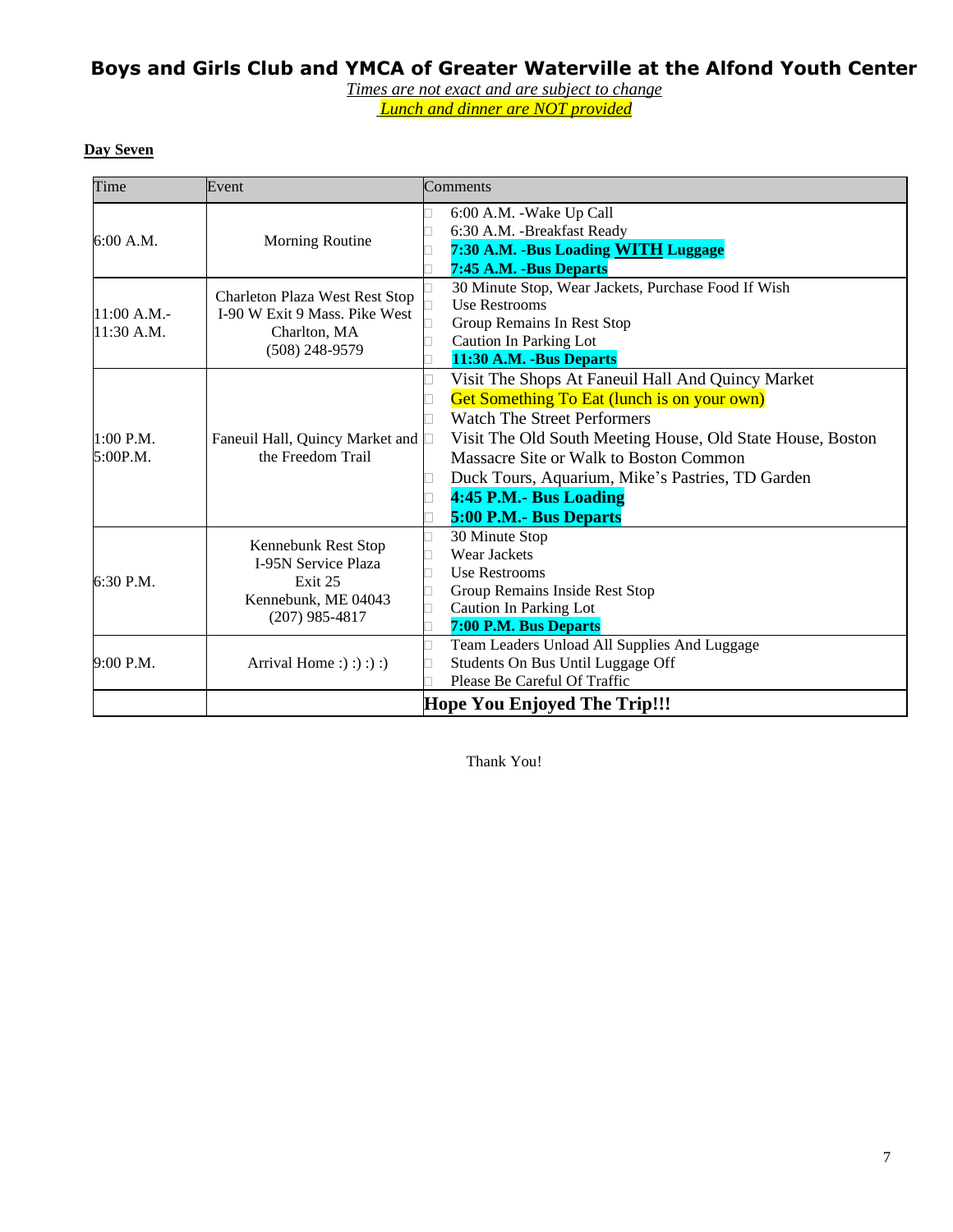# Boys and Girls Club and YMCA of Greater Waterville at the Alfond Youth Center

*Times are not exact and are subject to change*

*Lunch and dinner are NOT provided*

**Day Seven**

| Time | Event | Comments |
|---|---|---|
| 6:00 A.M. | Morning Routine | 6:00 A.M. -Wake Up Call<br>6:30 A.M. -Breakfast Ready<br>**7:30 A.M. -Bus Loading WITH Luggage**<br>**7:45 A.M. -Bus Departs** |
| 11:00 A.M.- 11:30 A.M. | Charleton Plaza West Rest Stop<br>I-90 W Exit 9 Mass. Pike West<br>Charlton, MA<br>(508) 248-9579 | 30 Minute Stop, Wear Jackets, Purchase Food If Wish<br>Use Restrooms<br>Group Remains In Rest Stop<br>Caution In Parking Lot<br>**11:30 A.M. -Bus Departs** |
| 1:00 P.M. 5:00P.M. | Faneuil Hall, Quincy Market and the Freedom Trail | Visit The Shops At Faneuil Hall And Quincy Market<br>Get Something To Eat (lunch is on your own)<br>Watch The Street Performers<br>Visit The Old South Meeting House, Old State House, Boston Massacre Site or Walk to Boston Common<br>Duck Tours, Aquarium, Mike's Pastries, TD Garden<br>**4:45 P.M.- Bus Loading**<br>**5:00 P.M.- Bus Departs** |
| 6:30 P.M. | Kennebunk Rest Stop<br>I-95N Service Plaza<br>Exit 25<br>Kennebunk, ME 04043<br>(207) 985-4817 | 30 Minute Stop<br>Wear Jackets<br>Use Restrooms<br>Group Remains Inside Rest Stop<br>Caution In Parking Lot<br>**7:00 P.M. Bus Departs** |
| 9:00 P.M. | Arrival Home :) :) :) :) | Team Leaders Unload All Supplies And Luggage<br>Students On Bus Until Luggage Off<br>Please Be Careful Of Traffic |
| | | **Hope You Enjoyed The Trip!!!** |

Thank You!